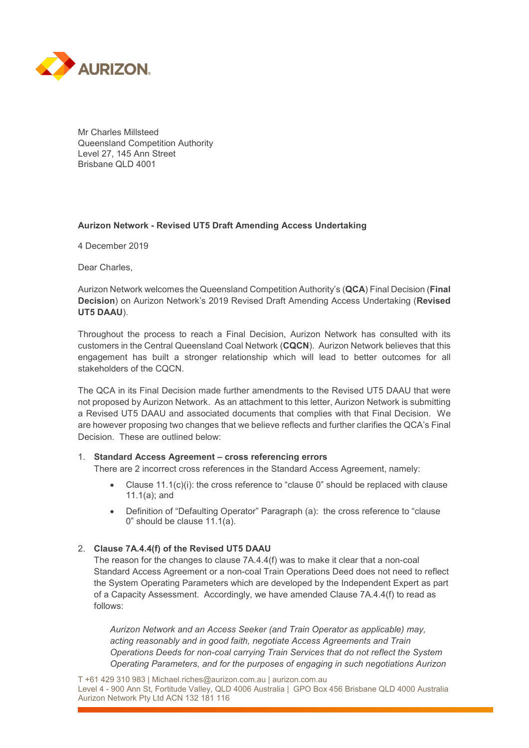AURIZON

Mr Charles Millsteed
Queensland Competition Authority
Level 27, 145 Ann Street
Brisbane QLD 4001

**Aurizon Network - Revised UT5 Draft Amending Access Undertaking**

4 December 2019

Dear Charles,

Aurizon Network welcomes the Queensland Competition Authority's (**QCA**) Final Decision (**Final Decision**) on Aurizon Network's 2019 Revised Draft Amending Access Undertaking (**Revised UT5 DAAU**).

Throughout the process to reach a Final Decision, Aurizon Network has consulted with its customers in the Central Queensland Coal Network (**CQCN**). Aurizon Network believes that this engagement has built a stronger relationship which will lead to better outcomes for all stakeholders of the CQCN.

The QCA in its Final Decision made further amendments to the Revised UT5 DAAU that were not proposed by Aurizon Network. As an attachment to this letter, Aurizon Network is submitting a Revised UT5 DAAU and associated documents that complies with that Final Decision. We are however proposing two changes that we believe reflects and further clarifies the QCA's Final Decision. These are outlined below:

1. **Standard Access Agreement – cross referencing errors**
   There are 2 incorrect cross references in the Standard Access Agreement, namely:
   - Clause 11.1(c)(i): the cross reference to "clause 0" should be replaced with clause 11.1(a); and
   - Definition of "Defaulting Operator" Paragraph (a): the cross reference to "clause 0" should be clause 11.1(a).

2. **Clause 7A.4.4(f) of the Revised UT5 DAAU**
   The reason for the changes to clause 7A.4.4(f) was to make it clear that a non-coal Standard Access Agreement or a non-coal Train Operations Deed does not need to reflect the System Operating Parameters which are developed by the Independent Expert as part of a Capacity Assessment. Accordingly, we have amended Clause 7A.4.4(f) to read as follows:

   *Aurizon Network and an Access Seeker (and Train Operator as applicable) may, acting reasonably and in good faith, negotiate Access Agreements and Train Operations Deeds for non-coal carrying Train Services that do not reflect the System Operating Parameters, and for the purposes of engaging in such negotiations Aurizon*

T +61 429 310 983 | Michael.riches@aurizon.com.au | aurizon.com.au
Level 4 - 900 Ann St, Fortitude Valley, QLD 4006 Australia | GPO Box 456 Brisbane QLD 4000 Australia
Aurizon Network Pty Ltd ACN 132 181 116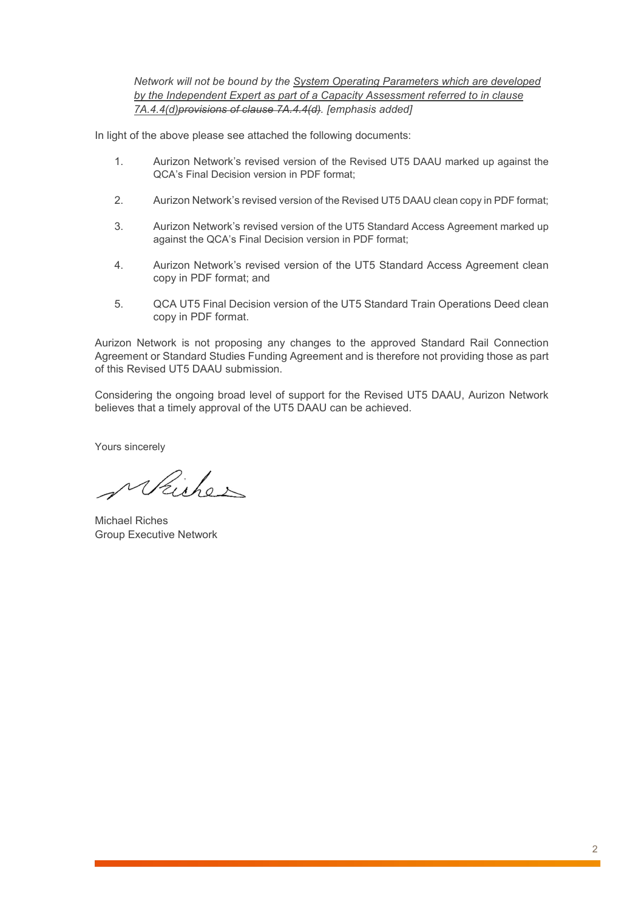*Network will not be bound by the System Operating Parameters which are developed by the Independent Expert as part of a Capacity Assessment referred to in clause 7A.4.4(d)~~provisions of clause 7A.4.4(d)~~. [emphasis added]*

In light of the above please see attached the following documents:

1. Aurizon Network's revised version of the Revised UT5 DAAU marked up against the QCA's Final Decision version in PDF format;
2. Aurizon Network's revised version of the Revised UT5 DAAU clean copy in PDF format;
3. Aurizon Network's revised version of the UT5 Standard Access Agreement marked up against the QCA's Final Decision version in PDF format;
4. Aurizon Network's revised version of the UT5 Standard Access Agreement clean copy in PDF format; and
5. QCA UT5 Final Decision version of the UT5 Standard Train Operations Deed clean copy in PDF format.

Aurizon Network is not proposing any changes to the approved Standard Rail Connection Agreement or Standard Studies Funding Agreement and is therefore not providing those as part of this Revised UT5 DAAU submission.

Considering the ongoing broad level of support for the Revised UT5 DAAU, Aurizon Network believes that a timely approval of the UT5 DAAU can be achieved.

Yours sincerely

Michael Riches
Group Executive Network